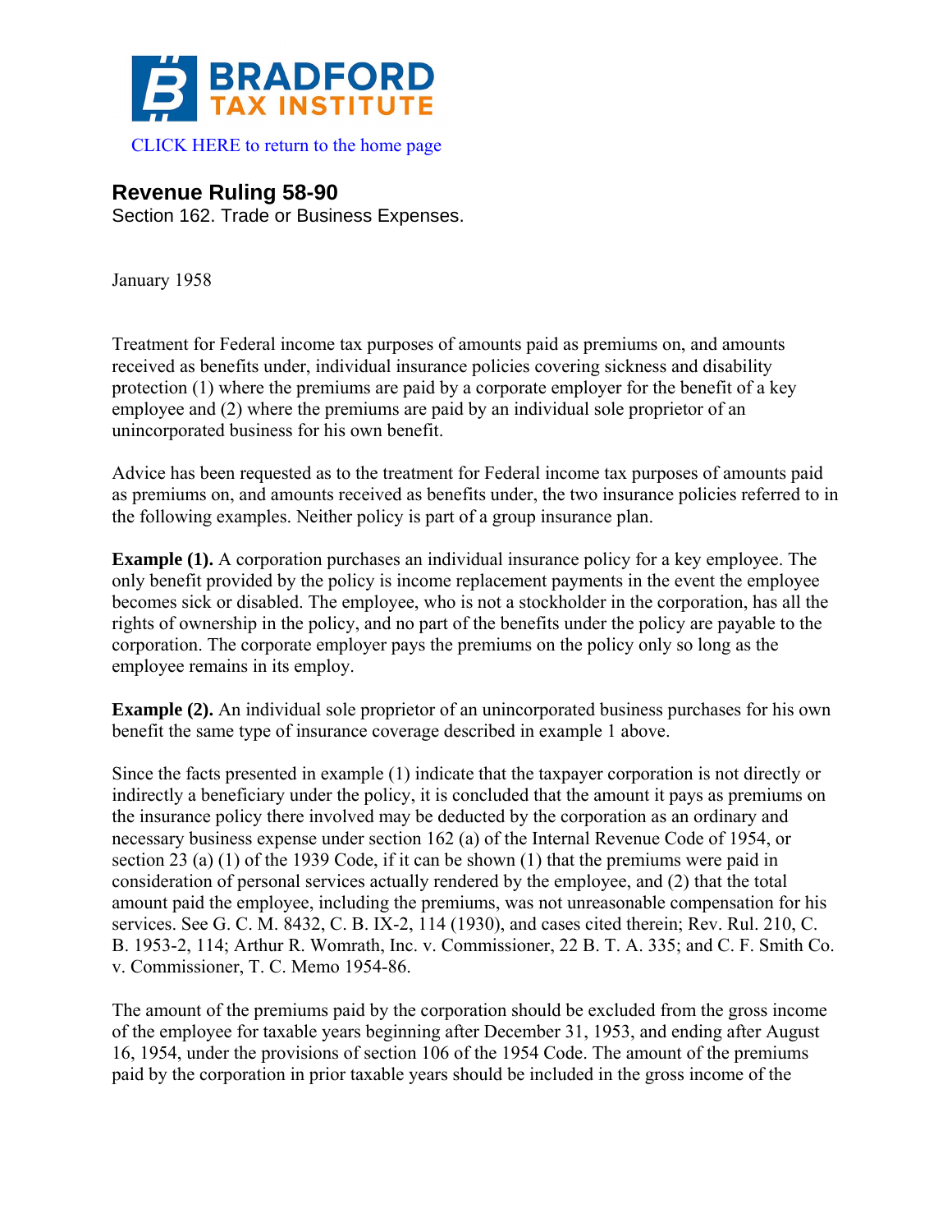CLICK HERE to return to the home page

# Revenue Ruling 58-90

Section 162. Trade or Business Expenses.

January 1958

Treatment for Federal income tax purposes of amounts paid as premiums on, and amounts received as benefits under, individual insurance policies covering sickness and disability protection (1) where the premiums are paid by a corporate employer for the benefit of a key employee and (2) where the premiums are paid by an individual sole proprietor of an unincorporated business for his own benefit.

Advice has been requested as to the treatment for Federal income tax purposes of amounts paid as premiums on, and amounts received as benefits under, the two insurance policies referred to in the following examples. Neither policy is part of a group insurance plan.

**Example (1).** A corporation purchases an individual insurance policy for a key employee. The only benefit provided by the policy is income replacement payments in the event the employee becomes sick or disabled. The employee, who is not a stockholder in the corporation, has all the rights of ownership in the policy, and no part of the benefits under the policy are payable to the corporation. The corporate employer pays the premiums on the policy only so long as the employee remains in its employ.

**Example (2).** An individual sole proprietor of an unincorporated business purchases for his own benefit the same type of insurance coverage described in example 1 above.

Since the facts presented in example (1) indicate that the taxpayer corporation is not directly or indirectly a beneficiary under the policy, it is concluded that the amount it pays as premiums on the insurance policy there involved may be deducted by the corporation as an ordinary and necessary business expense under section 162 (a) of the Internal Revenue Code of 1954, or section 23 (a) (1) of the 1939 Code, if it can be shown (1) that the premiums were paid in consideration of personal services actually rendered by the employee, and (2) that the total amount paid the employee, including the premiums, was not unreasonable compensation for his services. See G. C. M. 8432, C. B. IX-2, 114 (1930), and cases cited therein; Rev. Rul. 210, C. B. 1953-2, 114; Arthur R. Womrath, Inc. v. Commissioner, 22 B. T. A. 335; and C. F. Smith Co. v. Commissioner, T. C. Memo 1954-86.

The amount of the premiums paid by the corporation should be excluded from the gross income of the employee for taxable years beginning after December 31, 1953, and ending after August 16, 1954, under the provisions of section 106 of the 1954 Code. The amount of the premiums paid by the corporation in prior taxable years should be included in the gross income of the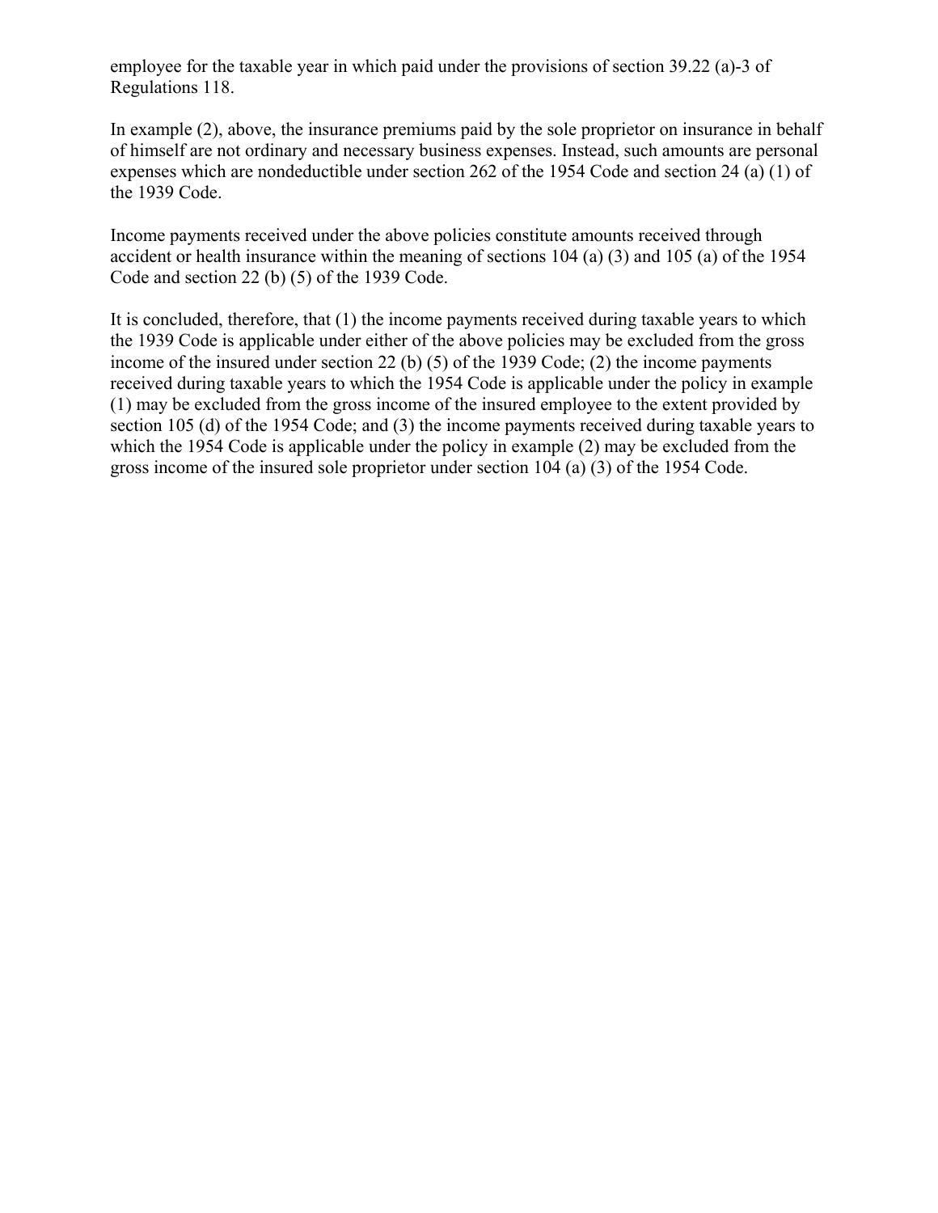employee for the taxable year in which paid under the provisions of section 39.22 (a)-3 of Regulations 118.

In example (2), above, the insurance premiums paid by the sole proprietor on insurance in behalf of himself are not ordinary and necessary business expenses. Instead, such amounts are personal expenses which are nondeductible under section 262 of the 1954 Code and section 24 (a) (1) of the 1939 Code.

Income payments received under the above policies constitute amounts received through accident or health insurance within the meaning of sections 104 (a) (3) and 105 (a) of the 1954 Code and section 22 (b) (5) of the 1939 Code.

It is concluded, therefore, that (1) the income payments received during taxable years to which the 1939 Code is applicable under either of the above policies may be excluded from the gross income of the insured under section 22 (b) (5) of the 1939 Code; (2) the income payments received during taxable years to which the 1954 Code is applicable under the policy in example (1) may be excluded from the gross income of the insured employee to the extent provided by section 105 (d) of the 1954 Code; and (3) the income payments received during taxable years to which the 1954 Code is applicable under the policy in example (2) may be excluded from the gross income of the insured sole proprietor under section 104 (a) (3) of the 1954 Code.